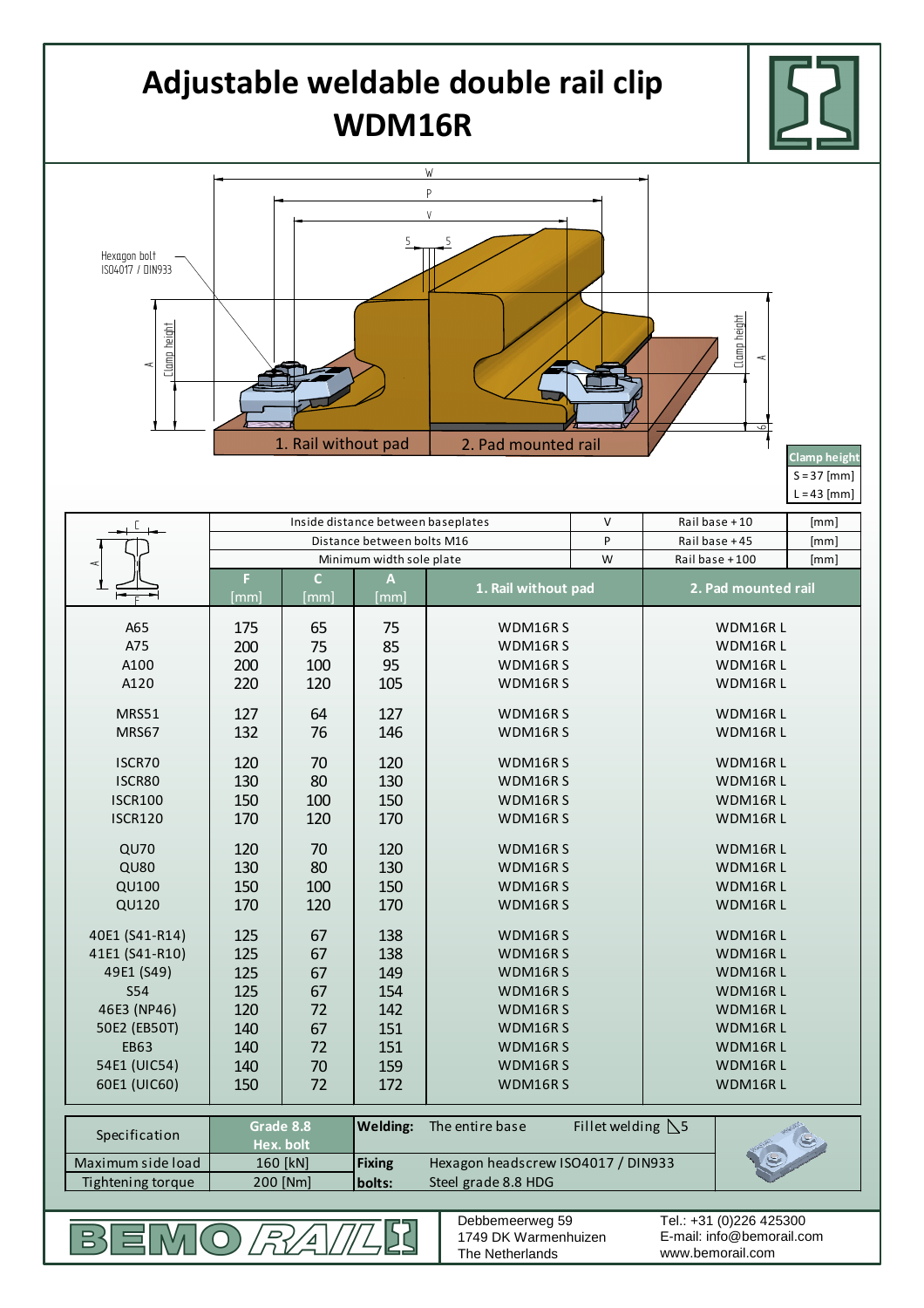# Adjustable weldable double rail clip WDM16R

Hexagon bolt ISO4017 / DIN933

1. Rail without pad

2. Pad mounted rail

| Clamp height |
|---|
| S = 37 [mm] |
| L = 43 [mm] |

| | Inside distance between baseplates | | | V | Rail base + 10 | [mm] |
|---|---|---|---|---|---|---|
| | Distance between bolts M16 | | | P | Rail base + 45 | [mm] |
| | Minimum width sole plate | | | W | Rail base + 100 | [mm] |
| | F [mm] | C [mm] | A [mm] | 1. Rail without pad | 2. Pad mounted rail | |
| A65 | 175 | 65 | 75 | WDM16R S | WDM16R L | |
| A75 | 200 | 75 | 85 | WDM16R S | WDM16R L | |
| A100 | 200 | 100 | 95 | WDM16R S | WDM16R L | |
| A120 | 220 | 120 | 105 | WDM16R S | WDM16R L | |
| MRS51 | 127 | 64 | 127 | WDM16R S | WDM16R L | |
| MRS67 | 132 | 76 | 146 | WDM16R S | WDM16R L | |
| ISCR70 | 120 | 70 | 120 | WDM16R S | WDM16R L | |
| ISCR80 | 130 | 80 | 130 | WDM16R S | WDM16R L | |
| ISCR100 | 150 | 100 | 150 | WDM16R S | WDM16R L | |
| ISCR120 | 170 | 120 | 170 | WDM16R S | WDM16R L | |
| QU70 | 120 | 70 | 120 | WDM16R S | WDM16R L | |
| QU80 | 130 | 80 | 130 | WDM16R S | WDM16R L | |
| QU100 | 150 | 100 | 150 | WDM16R S | WDM16R L | |
| QU120 | 170 | 120 | 170 | WDM16R S | WDM16R L | |
| 40E1 (S41-R14) | 125 | 67 | 138 | WDM16R S | WDM16R L | |
| 41E1 (S41-R10) | 125 | 67 | 138 | WDM16R S | WDM16R L | |
| 49E1 (S49) | 125 | 67 | 149 | WDM16R S | WDM16R L | |
| S54 | 125 | 67 | 154 | WDM16R S | WDM16R L | |
| 46E3 (NP46) | 120 | 72 | 142 | WDM16R S | WDM16R L | |
| 50E2 (EB50T) | 140 | 67 | 151 | WDM16R S | WDM16R L | |
| EB63 | 140 | 72 | 151 | WDM16R S | WDM16R L | |
| 54E1 (UIC54) | 140 | 70 | 159 | WDM16R S | WDM16R L | |
| 60E1 (UIC60) | 150 | 72 | 172 | WDM16R S | WDM16R L | |

| Specification | Grade 8.8 Hex. bolt | **Welding:** | The entire base | Fillet welding 5 |
|---|---|---|---|---|
| Maximum side load | 160 [kN] | **Fixing bolts:** | Hexagon headscrew ISO4017 / DIN933 | |
| Tightening torque | 200 [Nm] | | Steel grade 8.8 HDG | |

BEMO RAIL

Debbemeerweg 59
1749 DK Warmenhuizen
The Netherlands

Tel.: +31 (0)226 425300
E-mail: info@bemorail.com
www.bemorail.com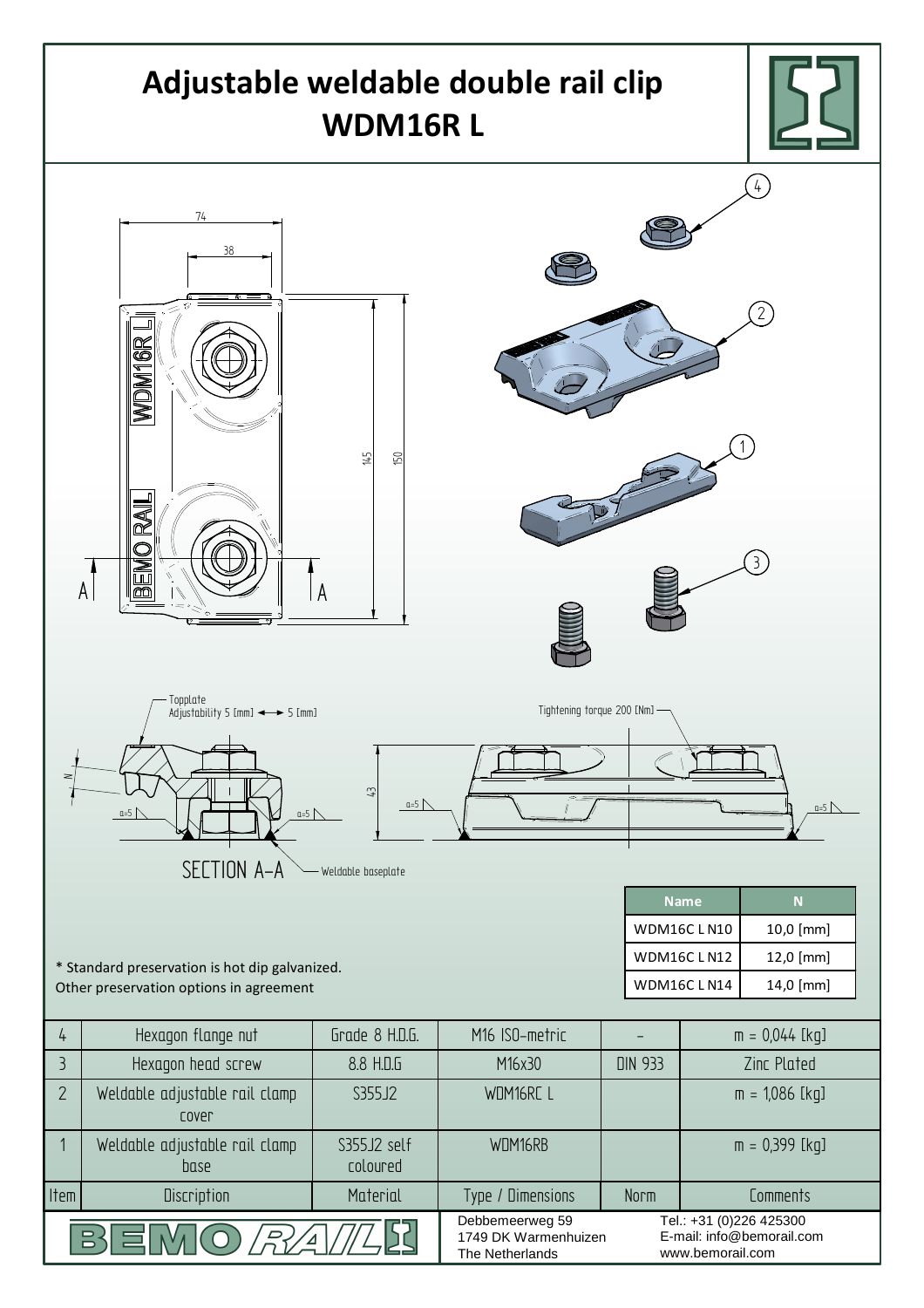# Adjustable weldable double rail clip WDM16R L

Topplate
Adjustability 5 [mm] ◄► 5 [mm]

Tightening torque 200 [Nm]

SECTION A-A

Weldable baseplate

| Name | N |
|---|---|
| WDM16C L N10 | 10,0 [mm] |
| WDM16C L N12 | 12,0 [mm] |
| WDM16C L N14 | 14,0 [mm] |

\* Standard preservation is hot dip galvanized.
Other preservation options in agreement

| Item | Discription | Material | Type / Dimensions | Norm | Comments |
|---|---|---|---|---|---|
| 4 | Hexagon flange nut | Grade 8 H.D.G. | M16 ISO-metric | - | m = 0,044 [kg] |
| 3 | Hexagon head screw | 8.8 H.D.G | M16x30 | DIN 933 | Zinc Plated |
| 2 | Weldable adjustable rail clamp cover | S355J2 | WDM16RC L | | m = 1,086 [kg] |
| 1 | Weldable adjustable rail clamp base | S355J2 self coloured | WDM16RB | | m = 0,399 [kg] |

BEMO RAIL

Debbemeerweg 59
1749 DK Warmenhuizen
The Netherlands

Tel.: +31 (0)226 425300
E-mail: info@bemorail.com
www.bemorail.com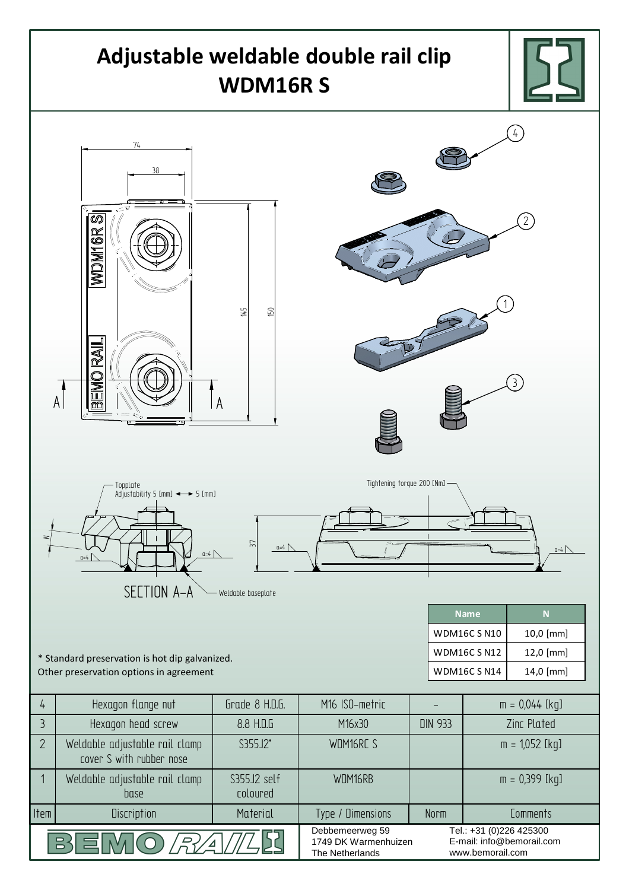# Adjustable weldable double rail clip WDM16R S

74
38
145
150
A
A
WDM16R S
BEMO RAIL

4
2
1
3

Topplate
Adjustability 5 [mm] ◄► 5 [mm]
N
a=4
a=4
37
SECTION A–A
Weldable baseplate

Tightening torque 200 [Nm]
a=4
a=4

| Name | N |
|---|---|
| WDM16C S N10 | 10,0 [mm] |
| WDM16C S N12 | 12,0 [mm] |
| WDM16C S N14 | 14,0 [mm] |

* Standard preservation is hot dip galvanized.
Other preservation options in agreement

| Item | Discription | Material | Type / Dimensions | Norm | Comments |
|---|---|---|---|---|---|
| 4 | Hexagon flange nut | Grade 8 H.D.G. | M16 ISO-metric | – | m = 0,044 [kg] |
| 3 | Hexagon head screw | 8.8 H.D.G | M16x30 | DIN 933 | Zinc Plated |
| 2 | Weldable adjustable rail clamp cover S with rubber nose | S355J2* | WDM16RC S | | m = 1,052 [kg] |
| 1 | Weldable adjustable rail clamp base | S355J2 self coloured | WDM16RB | | m = 0,399 [kg] |

BEMO RAIL

Debbemeerweg 59
1749 DK Warmenhuizen
The Netherlands

Tel.: +31 (0)226 425300
E-mail: info@bemorail.com
www.bemorail.com